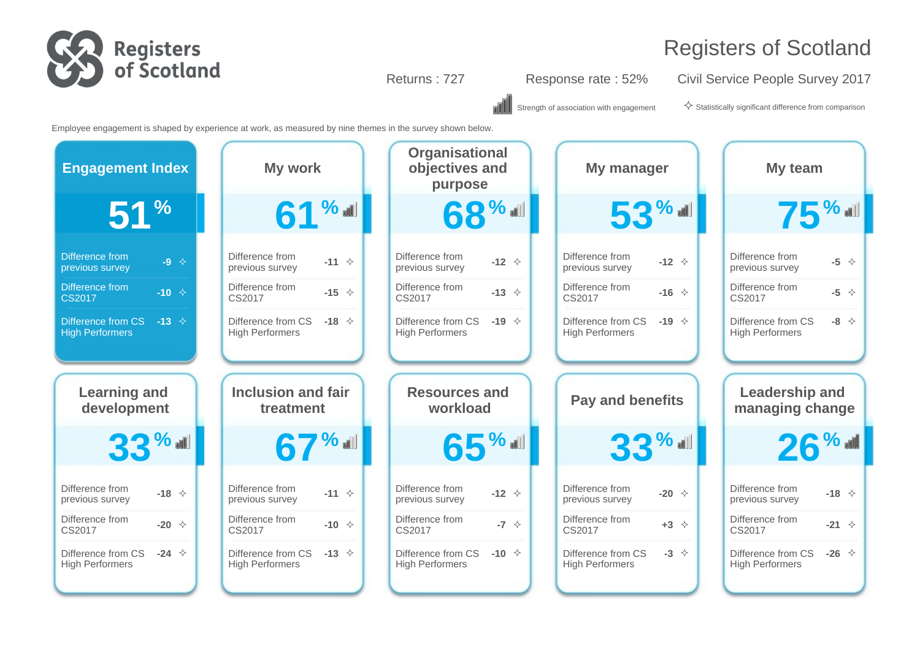# Registers of Scotland

Registers of Scotland

Civil Service People Survey 2017

Returns : 727

Response rate : 52%

Strength of association with engagement

✧ Statistically significant difference from comparison

Employee engagement is shaped by experience at work, as measured by nine themes in the survey shown below.

| Theme | Score | Difference from previous survey | Difference from CS2017 | Difference from CS High Performers |
|---|---|---|---|---|
| Engagement Index | 51% | -9 ✧ | -10 ✧ | -13 ✧ |
| My work | 61% | -11 ✧ | -15 ✧ | -18 ✧ |
| Organisational objectives and purpose | 68% | -12 ✧ | -13 ✧ | -19 ✧ |
| My manager | 53% | -12 ✧ | -16 ✧ | -19 ✧ |
| My team | 75% | -5 ✧ | -5 ✧ | -8 ✧ |
| Learning and development | 33% | -18 ✧ | -20 ✧ | -24 ✧ |
| Inclusion and fair treatment | 67% | -11 ✧ | -10 ✧ | -13 ✧ |
| Resources and workload | 65% | -12 ✧ | -7 ✧ | -10 ✧ |
| Pay and benefits | 33% | -20 ✧ | +3 ✧ | -3 ✧ |
| Leadership and managing change | 26% | -18 ✧ | -21 ✧ | -26 ✧ |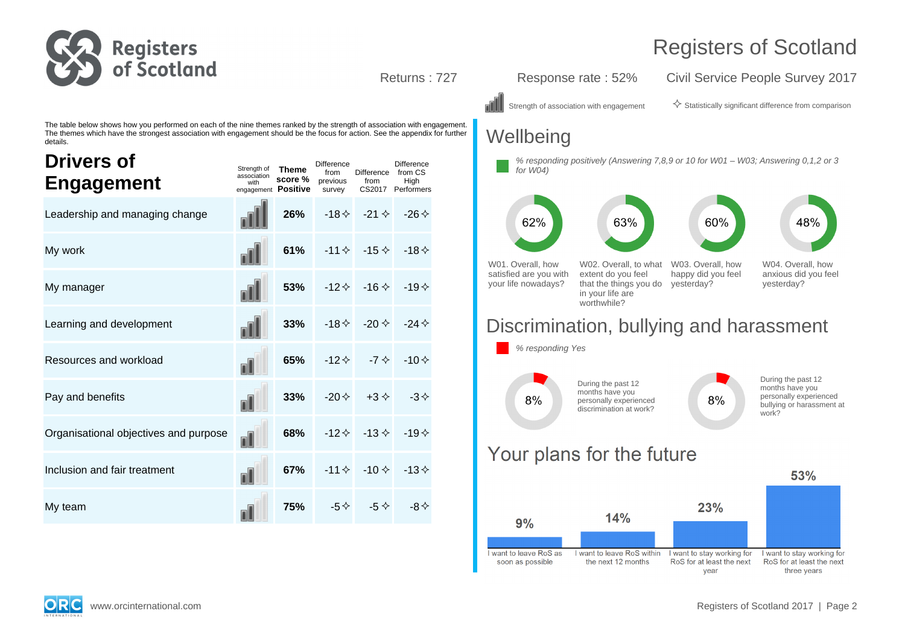# Registers of Scotland

Returns : 727

Response rate : 52%

Civil Service People Survey 2017

Strength of association with engagement

✧ Statistically significant difference from comparison

The table below shows how you performed on each of the nine themes ranked by the strength of association with engagement. The themes which have the strongest association with engagement should be the focus for action. See the appendix for further details.

## Drivers of Engagement

| | Strength of association with engagement | Theme score % Positive | Difference from previous survey | Difference from CS2017 | Difference from CS High Performers |
|---|---|---|---|---|---|
| Leadership and managing change | | 26% | -18✧ | -21✧ | -26✧ |
| My work | | 61% | -11✧ | -15✧ | -18✧ |
| My manager | | 53% | -12✧ | -16✧ | -19✧ |
| Learning and development | | 33% | -18✧ | -20✧ | -24✧ |
| Resources and workload | | 65% | -12✧ | -7✧ | -10✧ |
| Pay and benefits | | 33% | -20✧ | +3✧ | -3✧ |
| Organisational objectives and purpose | | 68% | -12✧ | -13✧ | -19✧ |
| Inclusion and fair treatment | | 67% | -11✧ | -10✧ | -13✧ |
| My team | | 75% | -5✧ | -5✧ | -8✧ |

## Wellbeing

*% responding positively (Answering 7,8,9 or 10 for W01 – W03; Answering 0,1,2 or 3 for W04)*

| Question | % |
|---|---|
| W01. Overall, how satisfied are you with your life nowadays? | 62% |
| W02. Overall, to what extent do you feel that the things you do in your life are worthwhile? | 63% |
| W03. Overall, how happy did you feel yesterday? | 60% |
| W04. Overall, how anxious did you feel yesterday? | 48% |

## Discrimination, bullying and harassment

*% responding Yes*

| Question | % |
|---|---|
| During the past 12 months have you personally experienced discrimination at work? | 8% |
| During the past 12 months have you personally experienced bullying or harassment at work? | 8% |

## Your plans for the future

| Plan | % |
|---|---|
| I want to leave RoS as soon as possible | 9% |
| I want to leave RoS within the next 12 months | 14% |
| I want to stay working for RoS for at least the next year | 23% |
| I want to stay working for RoS for at least the next three years | 53% |

www.orcinternational.com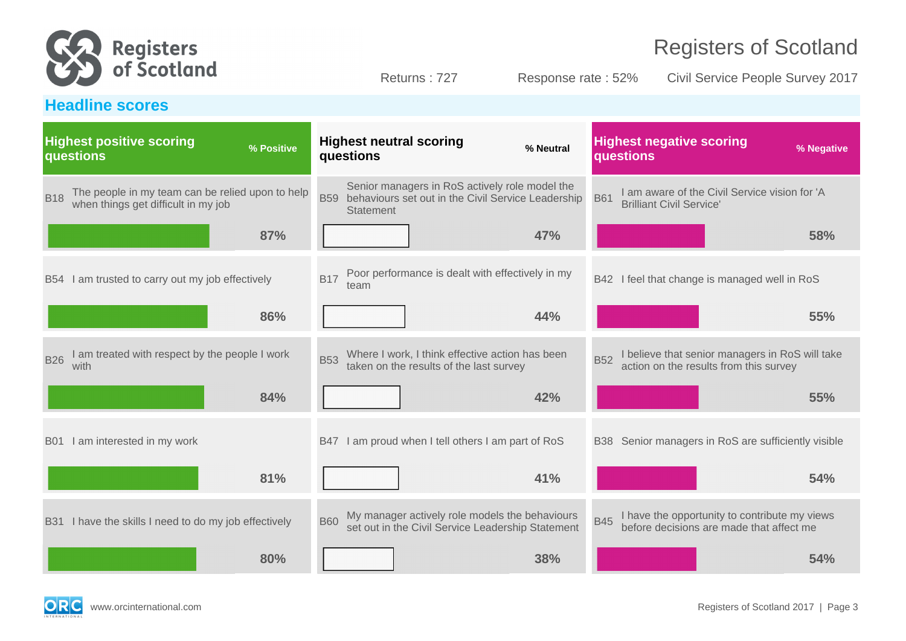# Registers of Scotland

Returns : 727 | Response rate : 52% | Civil Service People Survey 2017

## Headline scores

### Highest positive scoring questions

| | Question | % Positive |
|---|---|---|
| B18 | The people in my team can be relied upon to help when things get difficult in my job | 87% |
| B54 | I am trusted to carry out my job effectively | 86% |
| B26 | I am treated with respect by the people I work with | 84% |
| B01 | I am interested in my work | 81% |
| B31 | I have the skills I need to do my job effectively | 80% |

### Highest neutral scoring questions

| | Question | % Neutral |
|---|---|---|
| B59 | Senior managers in RoS actively role model the behaviours set out in the Civil Service Leadership Statement | 47% |
| B17 | Poor performance is dealt with effectively in my team | 44% |
| B53 | Where I work, I think effective action has been taken on the results of the last survey | 42% |
| B47 | I am proud when I tell others I am part of RoS | 41% |
| B60 | My manager actively role models the behaviours set out in the Civil Service Leadership Statement | 38% |

### Highest negative scoring questions

| | Question | % Negative |
|---|---|---|
| B61 | I am aware of the Civil Service vision for 'A Brilliant Civil Service' | 58% |
| B42 | I feel that change is managed well in RoS | 55% |
| B52 | I believe that senior managers in RoS will take action on the results from this survey | 55% |
| B38 | Senior managers in RoS are sufficiently visible | 54% |
| B45 | I have the opportunity to contribute my views before decisions are made that affect me | 54% |

www.orcinternational.com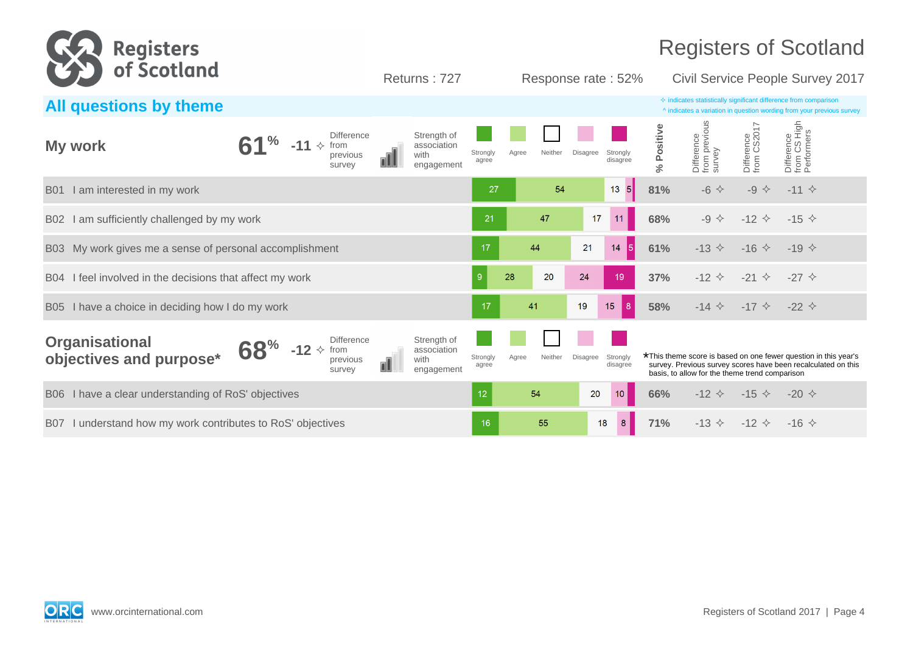# Registers of Scotland

Returns : 727 | Response rate : 52% | Civil Service People Survey 2017

## All questions by theme

✧ indicates statistically significant difference from comparison
^ indicates a variation in question wording from your previous survey

### My work

**61%** -11 ✧ Difference from previous survey | Strength of association with engagement

| Question | Strongly agree | Agree | Neither | Disagree | Strongly disagree | % Positive | Difference from previous survey | Difference from CS2017 | Difference from CS High Performers |
|---|---|---|---|---|---|---|---|---|---|
| B01 I am interested in my work | 27 | 54 | 13 | 5 | | 81% | -6 ✧ | -9 ✧ | -11 ✧ |
| B02 I am sufficiently challenged by my work | 21 | 47 | 17 | 11 | | 68% | -9 ✧ | -12 ✧ | -15 ✧ |
| B03 My work gives me a sense of personal accomplishment | 17 | 44 | 21 | 14 | 5 | 61% | -13 ✧ | -16 ✧ | -19 ✧ |
| B04 I feel involved in the decisions that affect my work | 9 | 28 | 20 | 24 | 19 | 37% | -12 ✧ | -21 ✧ | -27 ✧ |
| B05 I have a choice in deciding how I do my work | 17 | 41 | 19 | 15 | 8 | 58% | -14 ✧ | -17 ✧ | -22 ✧ |

### Organisational objectives and purpose*

**68%** -12 ✧ Difference from previous survey | Strength of association with engagement

*This theme score is based on one fewer question in this year's survey. Previous survey scores have been recalculated on this basis, to allow for the theme trend comparison

| Question | Strongly agree | Agree | Neither | Disagree | Strongly disagree | % Positive | Difference from previous survey | Difference from CS2017 | Difference from CS High Performers |
|---|---|---|---|---|---|---|---|---|---|
| B06 I have a clear understanding of RoS' objectives | 12 | 54 | 20 | 10 | | 66% | -12 ✧ | -15 ✧ | -20 ✧ |
| B07 I understand how my work contributes to RoS' objectives | 16 | 55 | 18 | 8 | | 71% | -13 ✧ | -12 ✧ | -16 ✧ |

www.orcinternational.com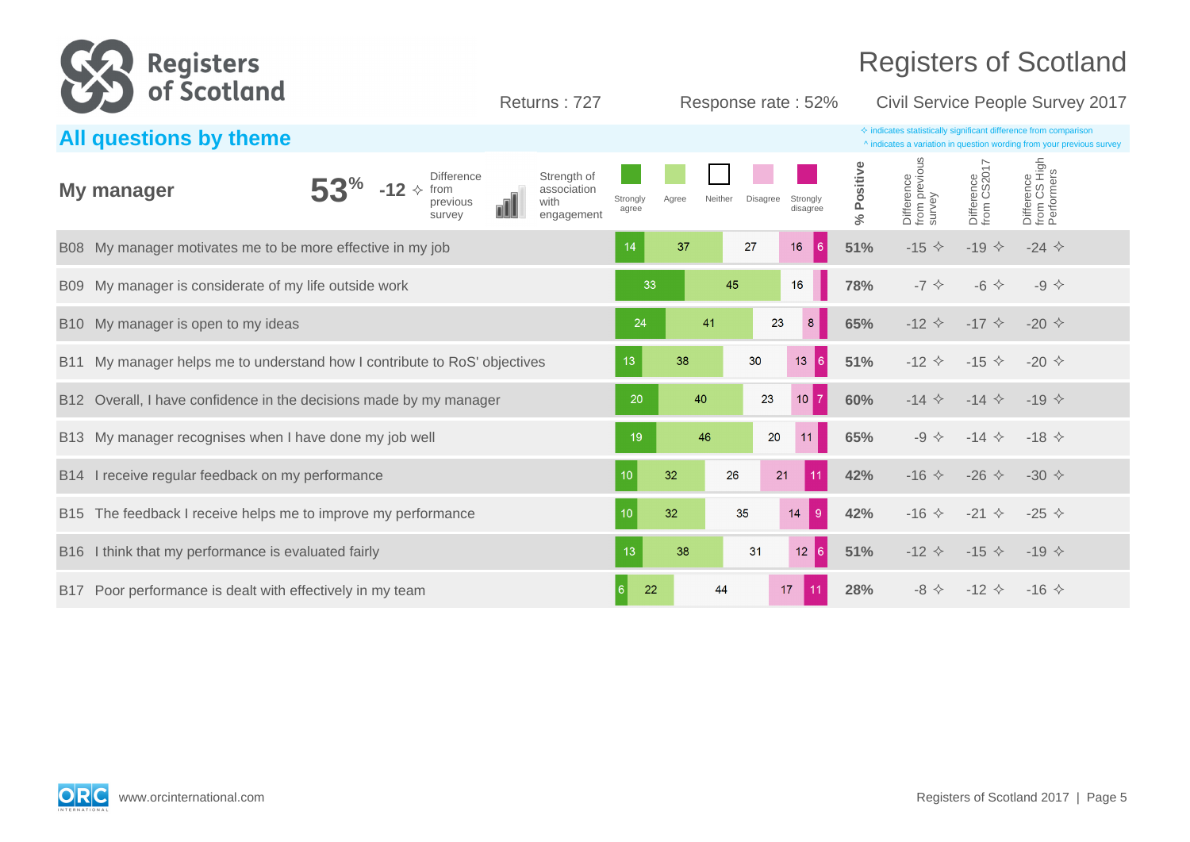# Registers of Scotland

Returns : 727 | Response rate : 52% | Civil Service People Survey 2017

## All questions by theme

✧ indicates statistically significant difference from comparison
^ indicates a variation in question wording from your previous survey

### My manager

**53%** | **-12** ✧ Difference from previous survey | Strength of association with engagement

| Question | Strongly agree | Agree | Neither | Disagree | Strongly disagree | % Positive | Difference from previous survey | Difference from CS2017 | Difference from CS High Performers |
|---|---|---|---|---|---|---|---|---|---|
| B08 My manager motivates me to be more effective in my job | 14 | 37 | 27 | 16 | 6 | **51%** | -15 ✧ | -19 ✧ | -24 ✧ |
| B09 My manager is considerate of my life outside work | 33 | 45 | 16 | | | **78%** | -7 ✧ | -6 ✧ | -9 ✧ |
| B10 My manager is open to my ideas | 24 | 41 | 23 | 8 | | **65%** | -12 ✧ | -17 ✧ | -20 ✧ |
| B11 My manager helps me to understand how I contribute to RoS' objectives | 13 | 38 | 30 | 13 | 6 | **51%** | -12 ✧ | -15 ✧ | -20 ✧ |
| B12 Overall, I have confidence in the decisions made by my manager | 20 | 40 | 23 | 10 | 7 | **60%** | -14 ✧ | -14 ✧ | -19 ✧ |
| B13 My manager recognises when I have done my job well | 19 | 46 | 20 | 11 | | **65%** | -9 ✧ | -14 ✧ | -18 ✧ |
| B14 I receive regular feedback on my performance | 10 | 32 | 26 | 21 | 11 | **42%** | -16 ✧ | -26 ✧ | -30 ✧ |
| B15 The feedback I receive helps me to improve my performance | 10 | 32 | 35 | 14 | 9 | **42%** | -16 ✧ | -21 ✧ | -25 ✧ |
| B16 I think that my performance is evaluated fairly | 13 | 38 | 31 | 12 | 6 | **51%** | -12 ✧ | -15 ✧ | -19 ✧ |
| B17 Poor performance is dealt with effectively in my team | 6 | 22 | 44 | 17 | 11 | **28%** | -8 ✧ | -12 ✧ | -16 ✧ |

www.orcinternational.com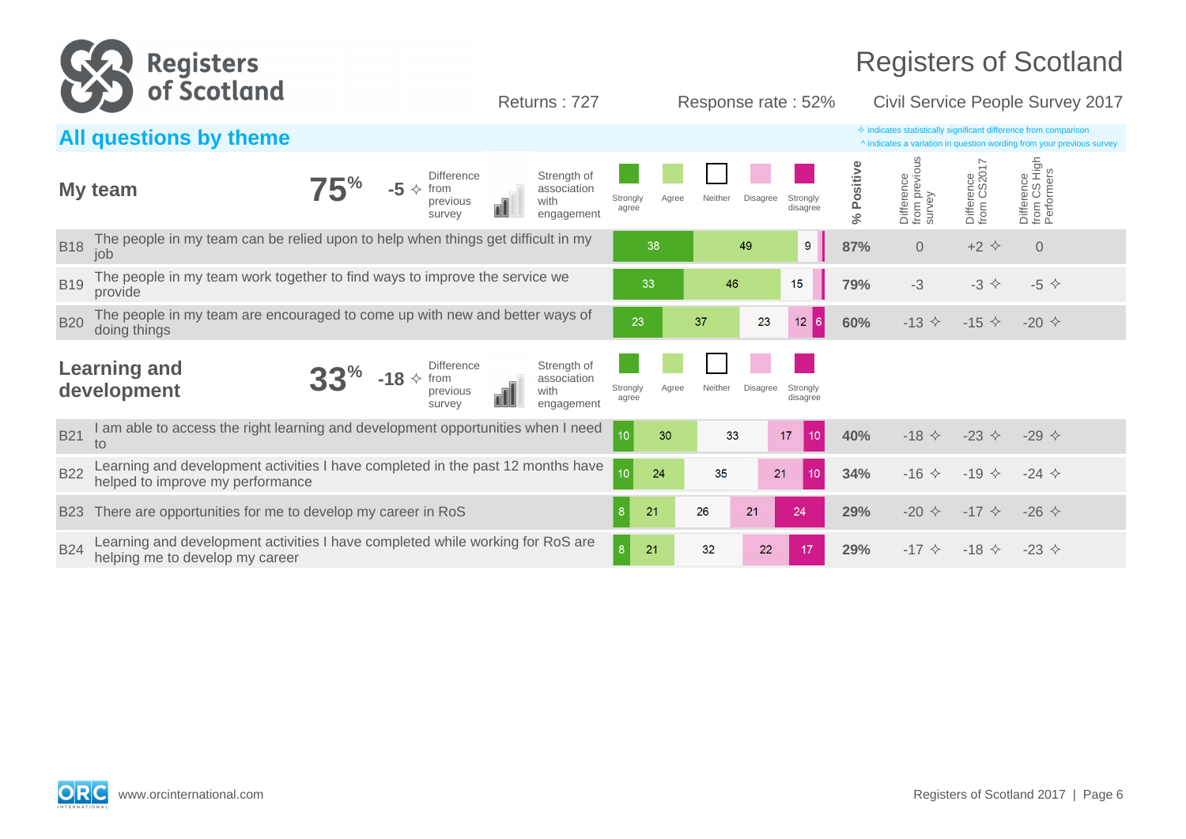# Registers of Scotland

Returns : 727 | Response rate : 52% | Civil Service People Survey 2017

## All questions by theme

✧ indicates statistically significant difference from comparison
^ indicates a variation in question wording from your previous survey

### My team

**75%** | **-5 ✧** Difference from previous survey | Strength of association with engagement

| | Question | Strongly agree | Agree | Neither | Disagree | Strongly disagree | % Positive | Difference from previous survey | Difference from CS2017 | Difference from CS High Performers |
|---|---|---|---|---|---|---|---|---|---|---|
| B18 | The people in my team can be relied upon to help when things get difficult in my job | 38 | 49 | 9 | | | **87%** | 0 | +2 ✧ | 0 |
| B19 | The people in my team work together to find ways to improve the service we provide | 33 | 46 | 15 | | | **79%** | -3 | -3 ✧ | -5 ✧ |
| B20 | The people in my team are encouraged to come up with new and better ways of doing things | 23 | 37 | 23 | 12 | 6 | **60%** | -13 ✧ | -15 ✧ | -20 ✧ |

### Learning and development

**33%** | **-18 ✧** Difference from previous survey | Strength of association with engagement

| | Question | Strongly agree | Agree | Neither | Disagree | Strongly disagree | % Positive | Difference from previous survey | Difference from CS2017 | Difference from CS High Performers |
|---|---|---|---|---|---|---|---|---|---|---|
| B21 | I am able to access the right learning and development opportunities when I need to | 10 | 30 | 33 | 17 | 10 | **40%** | -18 ✧ | -23 ✧ | -29 ✧ |
| B22 | Learning and development activities I have completed in the past 12 months have helped to improve my performance | 10 | 24 | 35 | 21 | 10 | **34%** | -16 ✧ | -19 ✧ | -24 ✧ |
| B23 | There are opportunities for me to develop my career in RoS | 8 | 21 | 26 | 21 | 24 | **29%** | -20 ✧ | -17 ✧ | -26 ✧ |
| B24 | Learning and development activities I have completed while working for RoS are helping me to develop my career | 8 | 21 | 32 | 22 | 17 | **29%** | -17 ✧ | -18 ✧ | -23 ✧ |

www.orcinternational.com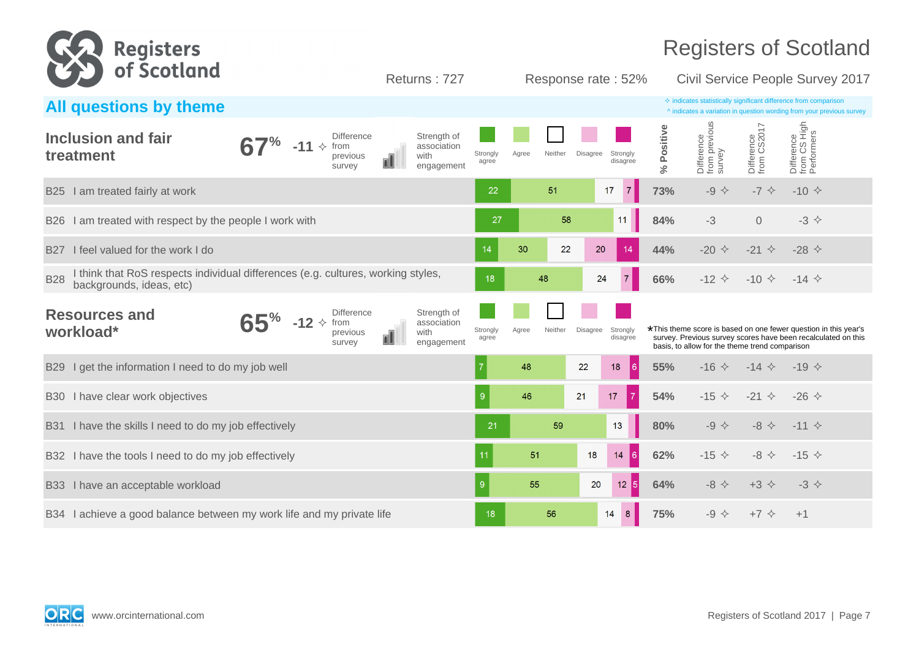# Registers of Scotland

Returns : 727 | Response rate : 52% | Civil Service People Survey 2017

## All questions by theme

✧ indicates statistically significant difference from comparison
^ indicates a variation in question wording from your previous survey

### Inclusion and fair treatment

**67%** | **-11 ✧** Difference from previous survey | Strength of association with engagement

| Question | Strongly agree | Agree | Neither | Disagree | Strongly disagree | % Positive | Difference from previous survey | Difference from CS2017 | Difference from CS High Performers |
|---|---|---|---|---|---|---|---|---|---|
| B25 I am treated fairly at work | 22 | 51 | 17 | 7 | | **73%** | -9 ✧ | -7 ✧ | -10 ✧ |
| B26 I am treated with respect by the people I work with | 27 | 58 | 11 | | | **84%** | -3 | 0 | -3 ✧ |
| B27 I feel valued for the work I do | 14 | 30 | 22 | 20 | 14 | **44%** | -20 ✧ | -21 ✧ | -28 ✧ |
| B28 I think that RoS respects individual differences (e.g. cultures, working styles, backgrounds, ideas, etc) | 18 | 48 | 24 | 7 | | **66%** | -12 ✧ | -10 ✧ | -14 ✧ |

### Resources and workload*

**65%** | **-12 ✧** Difference from previous survey | Strength of association with engagement

*This theme score is based on one fewer question in this year's survey. Previous survey scores have been recalculated on this basis, to allow for the theme trend comparison

| Question | Strongly agree | Agree | Neither | Disagree | Strongly disagree | % Positive | Difference from previous survey | Difference from CS2017 | Difference from CS High Performers |
|---|---|---|---|---|---|---|---|---|---|
| B29 I get the information I need to do my job well | 7 | 48 | 22 | 18 | 6 | **55%** | -16 ✧ | -14 ✧ | -19 ✧ |
| B30 I have clear work objectives | 9 | 46 | 21 | 17 | 7 | **54%** | -15 ✧ | -21 ✧ | -26 ✧ |
| B31 I have the skills I need to do my job effectively | 21 | 59 | 13 | | | **80%** | -9 ✧ | -8 ✧ | -11 ✧ |
| B32 I have the tools I need to do my job effectively | 11 | 51 | 18 | 14 | 6 | **62%** | -15 ✧ | -8 ✧ | -15 ✧ |
| B33 I have an acceptable workload | 9 | 55 | 20 | 12 | 5 | **64%** | -8 ✧ | +3 ✧ | -3 ✧ |
| B34 I achieve a good balance between my work life and my private life | 18 | 56 | 14 | 8 | | **75%** | -9 ✧ | +7 ✧ | +1 |

www.orcinternational.com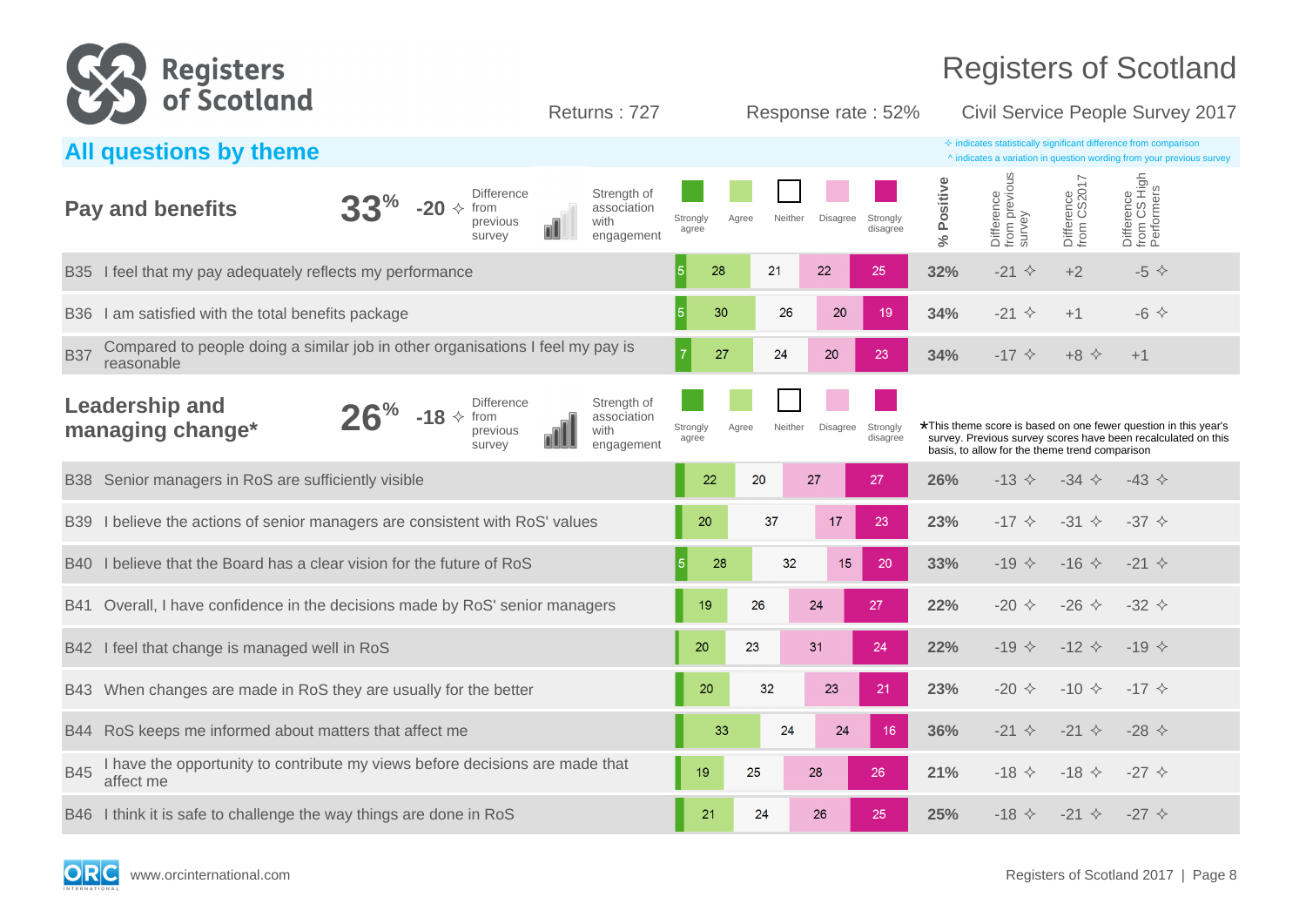# Registers of Scotland

Returns : 727 | Response rate : 52% | Civil Service People Survey 2017

## All questions by theme

✧ indicates statistically significant difference from comparison
^ indicates a variation in question wording from your previous survey

### Pay and benefits

**33%** | -20 ✧ Difference from previous survey | Strength of association with engagement

| Question | Strongly agree | Agree | Neither | Disagree | Strongly disagree | % Positive | Difference from previous survey | Difference from CS2017 | Difference from CS High Performers |
|---|---|---|---|---|---|---|---|---|---|
| B35 I feel that my pay adequately reflects my performance | 5 | 28 | 21 | 22 | 25 | 32% | -21 ✧ | +2 | -5 ✧ |
| B36 I am satisfied with the total benefits package | 5 | 30 | 26 | 20 | 19 | 34% | -21 ✧ | +1 | -6 ✧ |
| B37 Compared to people doing a similar job in other organisations I feel my pay is reasonable | 7 | 27 | 24 | 20 | 23 | 34% | -17 ✧ | +8 ✧ | +1 |

### Leadership and managing change*

**26%** | -18 ✧ Difference from previous survey | Strength of association with engagement

*This theme score is based on one fewer question in this year's survey. Previous survey scores have been recalculated on this basis, to allow for the theme trend comparison

| Question | Strongly agree | Agree | Neither | Disagree | Strongly disagree | % Positive | Difference from previous survey | Difference from CS2017 | Difference from CS High Performers |
|---|---|---|---|---|---|---|---|---|---|
| B38 Senior managers in RoS are sufficiently visible | | 22 | 20 | 27 | 27 | 26% | -13 ✧ | -34 ✧ | -43 ✧ |
| B39 I believe the actions of senior managers are consistent with RoS' values | | 20 | 37 | 17 | 23 | 23% | -17 ✧ | -31 ✧ | -37 ✧ |
| B40 I believe that the Board has a clear vision for the future of RoS | 5 | 28 | 32 | 15 | 20 | 33% | -19 ✧ | -16 ✧ | -21 ✧ |
| B41 Overall, I have confidence in the decisions made by RoS' senior managers | | 19 | 26 | 24 | 27 | 22% | -20 ✧ | -26 ✧ | -32 ✧ |
| B42 I feel that change is managed well in RoS | | 20 | 23 | 31 | 24 | 22% | -19 ✧ | -12 ✧ | -19 ✧ |
| B43 When changes are made in RoS they are usually for the better | | 20 | 32 | 23 | 21 | 23% | -20 ✧ | -10 ✧ | -17 ✧ |
| B44 RoS keeps me informed about matters that affect me | | 33 | 24 | 24 | 16 | 36% | -21 ✧ | -21 ✧ | -28 ✧ |
| B45 I have the opportunity to contribute my views before decisions are made that affect me | | 19 | 25 | 28 | 26 | 21% | -18 ✧ | -18 ✧ | -27 ✧ |
| B46 I think it is safe to challenge the way things are done in RoS | | 21 | 24 | 26 | 25 | 25% | -18 ✧ | -21 ✧ | -27 ✧ |

www.orcinternational.com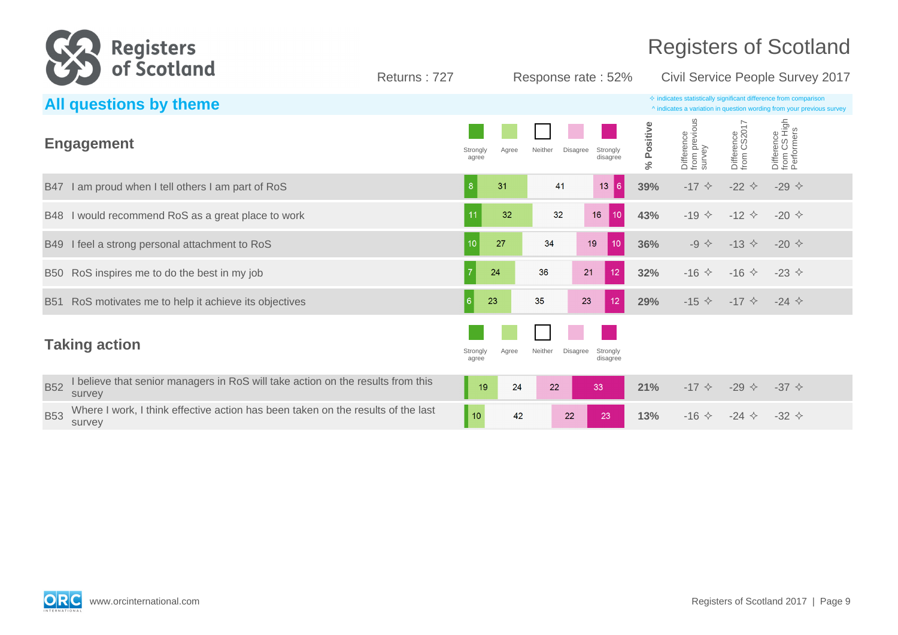## All questions by theme

✧ indicates statistically significant difference from comparison

^ indicates a variation in question wording from your previous survey

### Engagement

| | Question | Strongly agree | Agree | Neither | Disagree | Strongly disagree | % Positive | Difference from previous survey | Difference from CS2017 | Difference from CS High Performers |
|---|---|---|---|---|---|---|---|---|---|---|
| B47 | I am proud when I tell others I am part of RoS | 8 | 31 | 41 | 13 | 6 | **39%** | -17 ✧ | -22 ✧ | -29 ✧ |
| B48 | I would recommend RoS as a great place to work | 11 | 32 | 32 | 16 | 10 | **43%** | -19 ✧ | -12 ✧ | -20 ✧ |
| B49 | I feel a strong personal attachment to RoS | 10 | 27 | 34 | 19 | 10 | **36%** | -9 ✧ | -13 ✧ | -20 ✧ |
| B50 | RoS inspires me to do the best in my job | 7 | 24 | 36 | 21 | 12 | **32%** | -16 ✧ | -16 ✧ | -23 ✧ |
| B51 | RoS motivates me to help it achieve its objectives | 6 | 23 | 35 | 23 | 12 | **29%** | -15 ✧ | -17 ✧ | -24 ✧ |

### Taking action

| | Question | Strongly agree | Agree | Neither | Disagree | Strongly disagree | % Positive | Difference from previous survey | Difference from CS2017 | Difference from CS High Performers |
|---|---|---|---|---|---|---|---|---|---|---|
| B52 | I believe that senior managers in RoS will take action on the results from this survey | | 19 | 24 | 22 | 33 | **21%** | -17 ✧ | -29 ✧ | -37 ✧ |
| B53 | Where I work, I think effective action has been taken on the results of the last survey | | 10 | 42 | 22 | 23 | **13%** | -16 ✧ | -24 ✧ | -32 ✧ |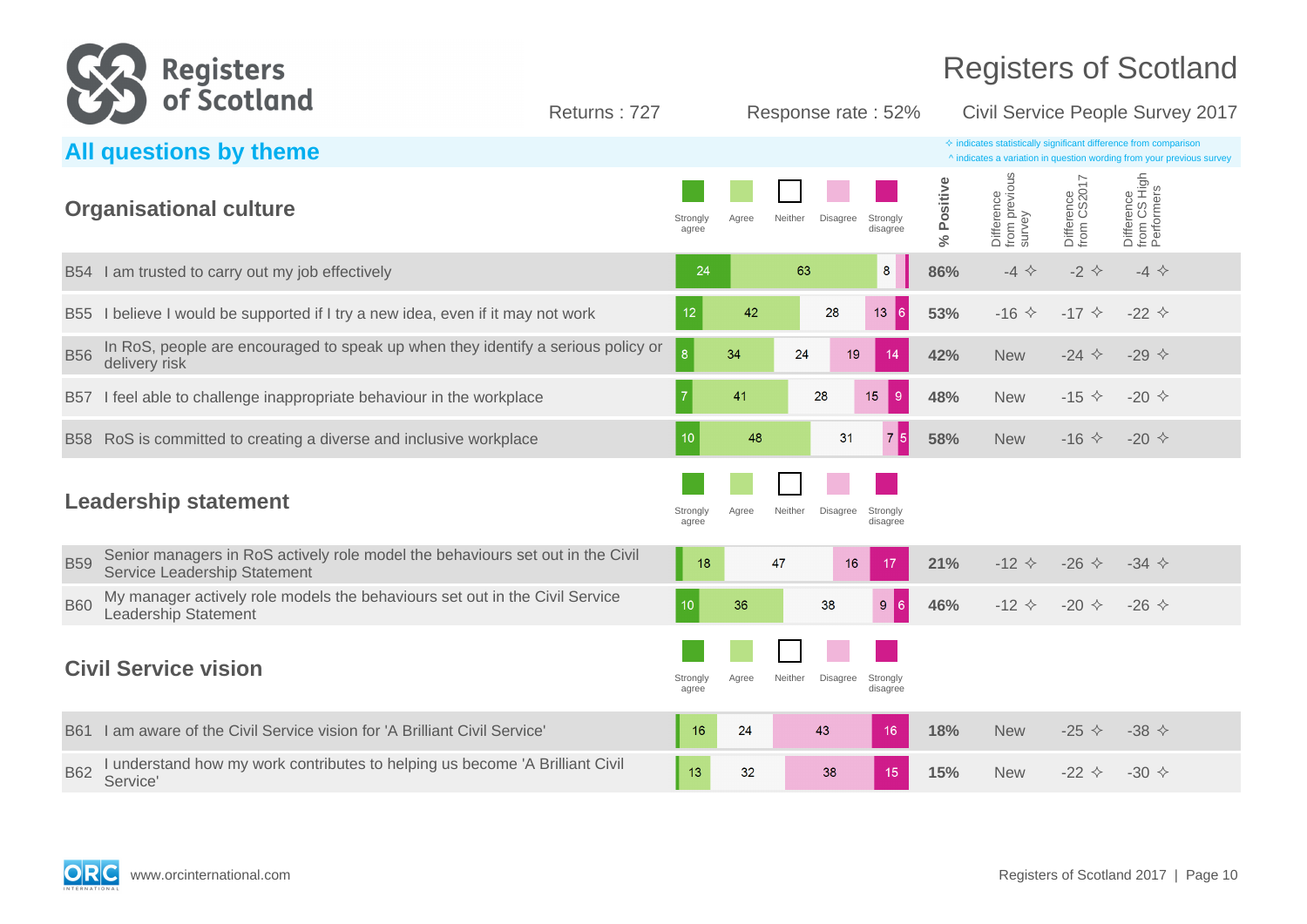# Registers of Scotland

Returns : 727 | Response rate : 52% | Civil Service People Survey 2017

## All questions by theme

✧ indicates statistically significant difference from comparison
^ indicates a variation in question wording from your previous survey

### Organisational culture

| | Question | Strongly agree | Agree | Neither | Disagree | Strongly disagree | % Positive | Difference from previous survey | Difference from CS2017 | Difference from CS High Performers |
|---|---|---|---|---|---|---|---|---|---|---|
| B54 | I am trusted to carry out my job effectively | 24 | 63 | 8 | | | 86% | -4 ✧ | -2 ✧ | -4 ✧ |
| B55 | I believe I would be supported if I try a new idea, even if it may not work | 12 | 42 | 28 | 13 | 6 | 53% | -16 ✧ | -17 ✧ | -22 ✧ |
| B56 | In RoS, people are encouraged to speak up when they identify a serious policy or delivery risk | 8 | 34 | 24 | 19 | 14 | 42% | New | -24 ✧ | -29 ✧ |
| B57 | I feel able to challenge inappropriate behaviour in the workplace | 7 | 41 | 28 | 15 | 9 | 48% | New | -15 ✧ | -20 ✧ |
| B58 | RoS is committed to creating a diverse and inclusive workplace | 10 | 48 | 31 | 7 | 5 | 58% | New | -16 ✧ | -20 ✧ |

### Leadership statement

| | Question | Strongly agree | Agree | Neither | Disagree | Strongly disagree | % Positive | Difference from previous survey | Difference from CS2017 | Difference from CS High Performers |
|---|---|---|---|---|---|---|---|---|---|---|
| B59 | Senior managers in RoS actively role model the behaviours set out in the Civil Service Leadership Statement | | 18 | 47 | 16 | 17 | 21% | -12 ✧ | -26 ✧ | -34 ✧ |
| B60 | My manager actively role models the behaviours set out in the Civil Service Leadership Statement | 10 | 36 | 38 | 9 | 6 | 46% | -12 ✧ | -20 ✧ | -26 ✧ |

### Civil Service vision

| | Question | Strongly agree | Agree | Neither | Disagree | Strongly disagree | % Positive | Difference from previous survey | Difference from CS2017 | Difference from CS High Performers |
|---|---|---|---|---|---|---|---|---|---|---|
| B61 | I am aware of the Civil Service vision for 'A Brilliant Civil Service' | | 16 | 24 | 43 | 16 | 18% | New | -25 ✧ | -38 ✧ |
| B62 | I understand how my work contributes to helping us become 'A Brilliant Civil Service' | | 13 | 32 | 38 | 15 | 15% | New | -22 ✧ | -30 ✧ |

www.orcinternational.com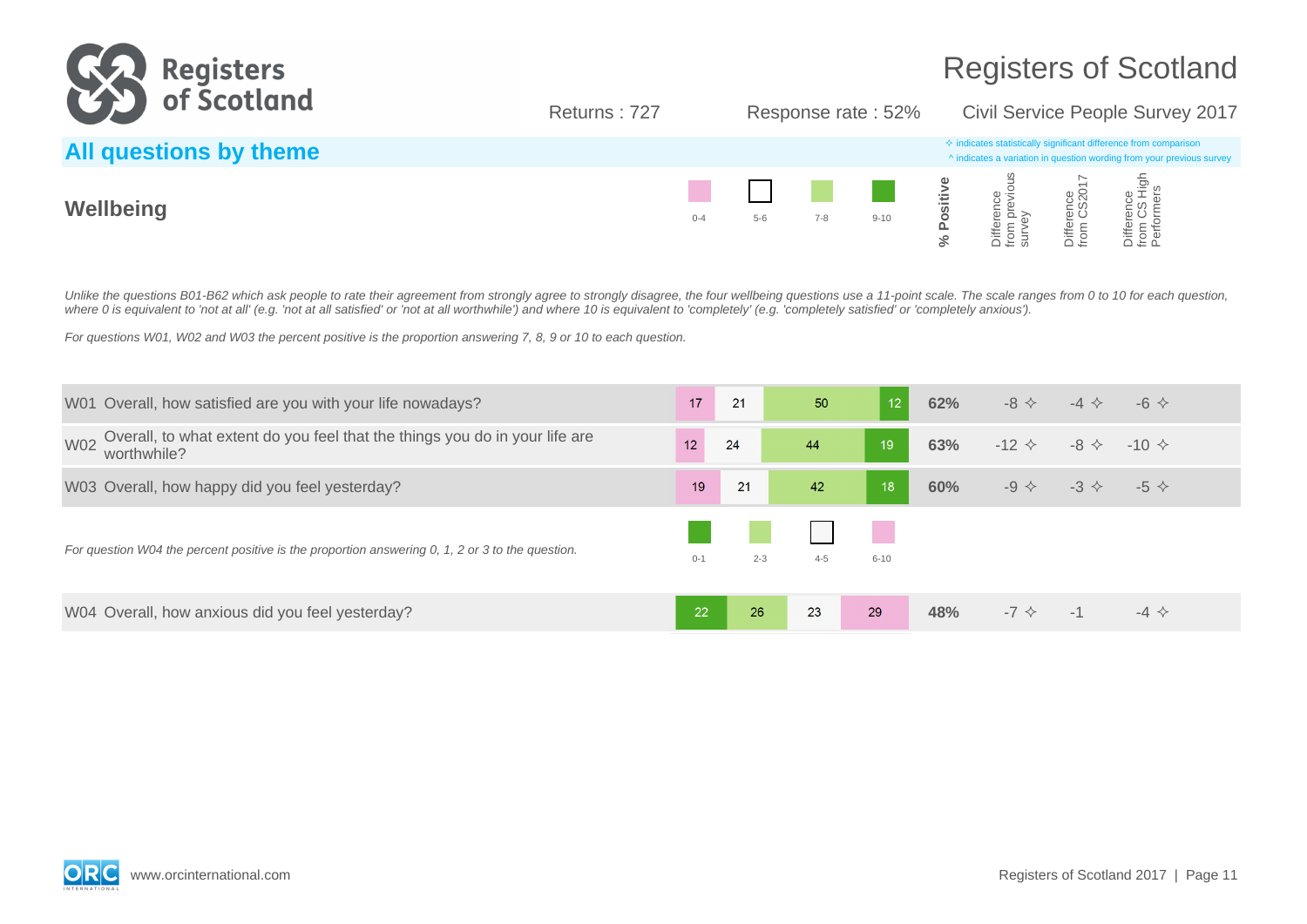Registers of Scotland

Returns : 727 | Response rate : 52% | Civil Service People Survey 2017

## All questions by theme

✧ indicates statistically significant difference from comparison
^ indicates a variation in question wording from your previous survey

### Wellbeing

*Unlike the questions B01-B62 which ask people to rate their agreement from strongly agree to strongly disagree, the four wellbeing questions use a 11-point scale. The scale ranges from 0 to 10 for each question, where 0 is equivalent to 'not at all' (e.g. 'not at all satisfied' or 'not at all worthwhile') and where 10 is equivalent to 'completely' (e.g. 'completely satisfied' or 'completely anxious').*

*For questions W01, W02 and W03 the percent positive is the proportion answering 7, 8, 9 or 10 to each question.*

| Question | 0-4 | 5-6 | 7-8 | 9-10 | % Positive | Difference from previous survey | Difference from CS2017 | Difference from CS High Performers |
|---|---|---|---|---|---|---|---|---|
| W01 Overall, how satisfied are you with your life nowadays? | 17 | 21 | 50 | 12 | 62% | -8 ✧ | -4 ✧ | -6 ✧ |
| W02 Overall, to what extent do you feel that the things you do in your life are worthwhile? | 12 | 24 | 44 | 19 | 63% | -12 ✧ | -8 ✧ | -10 ✧ |
| W03 Overall, how happy did you feel yesterday? | 19 | 21 | 42 | 18 | 60% | -9 ✧ | -3 ✧ | -5 ✧ |

*For question W04 the percent positive is the proportion answering 0, 1, 2 or 3 to the question.*

| Question | 0-1 | 2-3 | 4-5 | 6-10 | % Positive | Difference from previous survey | Difference from CS2017 | Difference from CS High Performers |
|---|---|---|---|---|---|---|---|---|
| W04 Overall, how anxious did you feel yesterday? | 22 | 26 | 23 | 29 | 48% | -7 ✧ | -1 | -4 ✧ |

www.orcinternational.com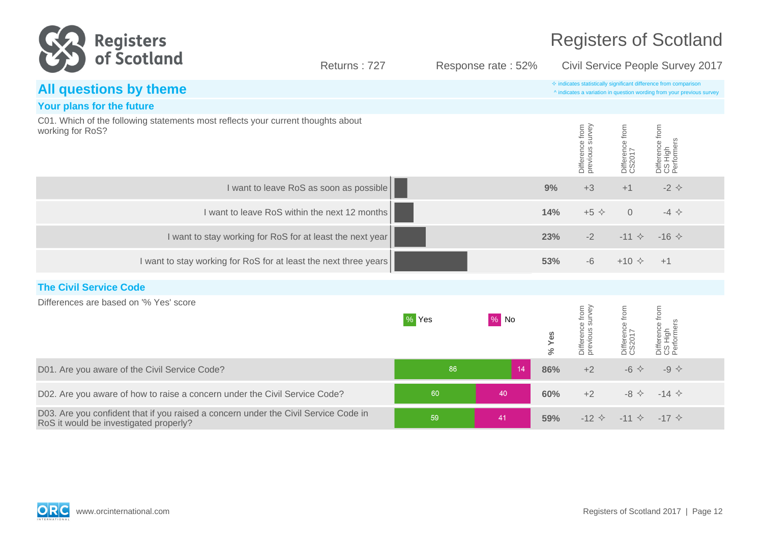# Registers of Scotland

Returns : 727 | Response rate : 52% | Civil Service People Survey 2017

## All questions by theme

✧ indicates statistically significant difference from comparison
^ indicates a variation in question wording from your previous survey

### Your plans for the future

C01. Which of the following statements most reflects your current thoughts about working for RoS?

| Statement | % | Difference from previous survey | Difference from CS2017 | Difference from CS High Performers |
|---|---|---|---|---|
| I want to leave RoS as soon as possible | 9% | +3 | +1 | -2 ✧ |
| I want to leave RoS within the next 12 months | 14% | +5 ✧ | 0 | -4 ✧ |
| I want to stay working for RoS for at least the next year | 23% | -2 | -11 ✧ | -16 ✧ |
| I want to stay working for RoS for at least the next three years | 53% | -6 | +10 ✧ | +1 |

### The Civil Service Code

Differences are based on '% Yes' score

| Question | % Yes | % No | % Yes | Difference from previous survey | Difference from CS2017 | Difference from CS High Performers |
|---|---|---|---|---|---|---|
| D01. Are you aware of the Civil Service Code? | 86 | 14 | 86% | +2 | -6 ✧ | -9 ✧ |
| D02. Are you aware of how to raise a concern under the Civil Service Code? | 60 | 40 | 60% | +2 | -8 ✧ | -14 ✧ |
| D03. Are you confident that if you raised a concern under the Civil Service Code in RoS it would be investigated properly? | 59 | 41 | 59% | -12 ✧ | -11 ✧ | -17 ✧ |

www.orcinternational.com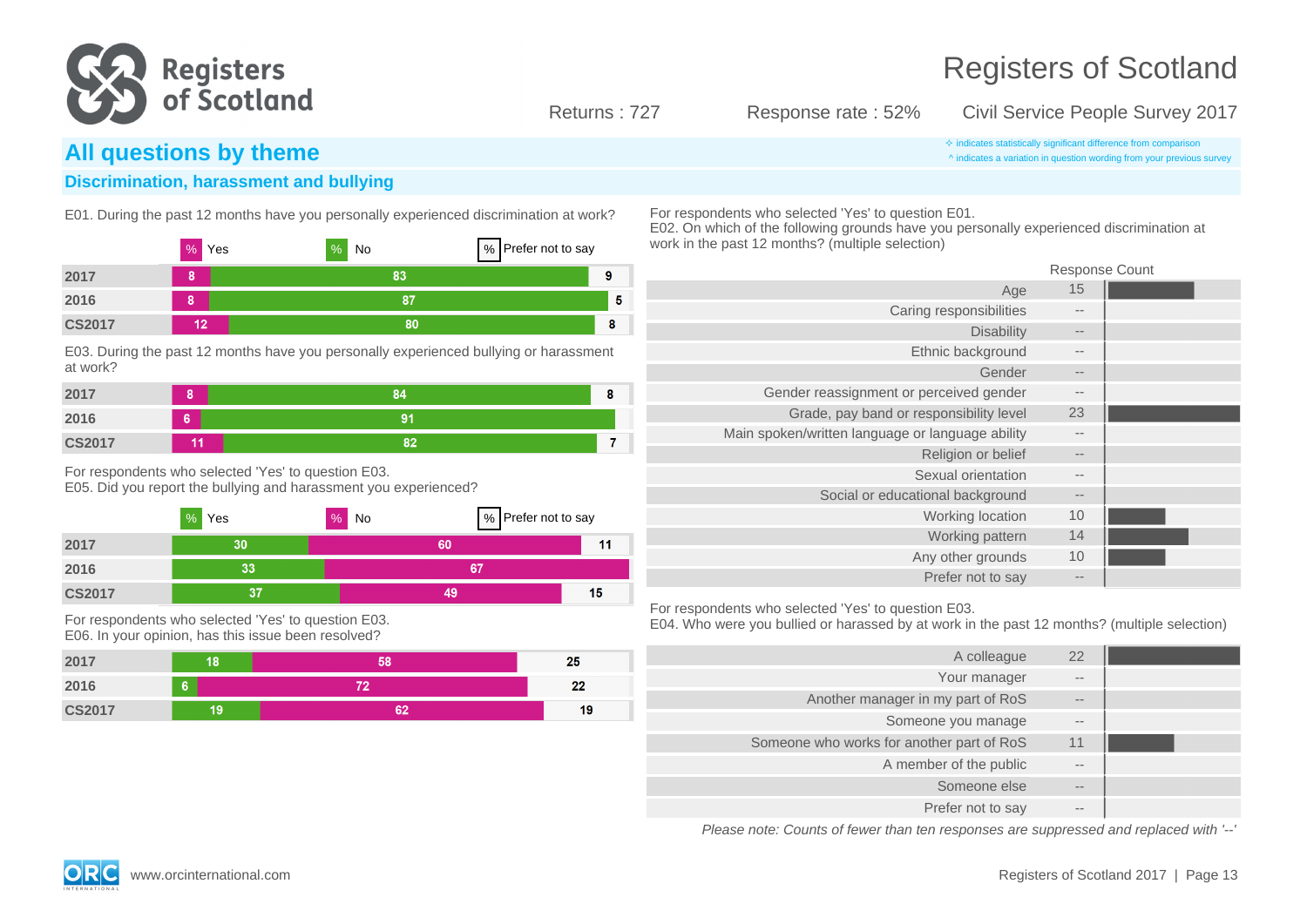# Registers of Scotland

Returns : 727 Response rate : 52% Civil Service People Survey 2017

## All questions by theme

✧ indicates statistically significant difference from comparison
^ indicates a variation in question wording from your previous survey

### Discrimination, harassment and bullying

E01. During the past 12 months have you personally experienced discrimination at work?

| | % Yes | % No | % Prefer not to say |
|---|---|---|---|
| 2017 | 8 | 83 | 9 |
| 2016 | 8 | 87 | 5 |
| CS2017 | 12 | 80 | 8 |

E03. During the past 12 months have you personally experienced bullying or harassment at work?

| | % Yes | % No | % Prefer not to say |
|---|---|---|---|
| 2017 | 8 | 84 | 8 |
| 2016 | 6 | 91 | |
| CS2017 | 11 | 82 | 7 |

For respondents who selected 'Yes' to question E03.
E05. Did you report the bullying and harassment you experienced?

| | % Yes | % No | % Prefer not to say |
|---|---|---|---|
| 2017 | 30 | 60 | 11 |
| 2016 | 33 | 67 | |
| CS2017 | 37 | 49 | 15 |

For respondents who selected 'Yes' to question E03.
E06. In your opinion, has this issue been resolved?

| | % Yes | % No | % Prefer not to say |
|---|---|---|---|
| 2017 | 18 | 58 | 25 |
| 2016 | 6 | 72 | 22 |
| CS2017 | 19 | 62 | 19 |

For respondents who selected 'Yes' to question E01.
E02. On which of the following grounds have you personally experienced discrimination at work in the past 12 months? (multiple selection)

| | Response Count |
|---|---|
| Age | 15 |
| Caring responsibilities | -- |
| Disability | -- |
| Ethnic background | -- |
| Gender | -- |
| Gender reassignment or perceived gender | -- |
| Grade, pay band or responsibility level | 23 |
| Main spoken/written language or language ability | -- |
| Religion or belief | -- |
| Sexual orientation | -- |
| Social or educational background | -- |
| Working location | 10 |
| Working pattern | 14 |
| Any other grounds | 10 |
| Prefer not to say | -- |

For respondents who selected 'Yes' to question E03.
E04. Who were you bullied or harassed by at work in the past 12 months? (multiple selection)

| | Response Count |
|---|---|
| A colleague | 22 |
| Your manager | -- |
| Another manager in my part of RoS | -- |
| Someone you manage | -- |
| Someone who works for another part of RoS | 11 |
| A member of the public | -- |
| Someone else | -- |
| Prefer not to say | -- |

*Please note: Counts of fewer than ten responses are suppressed and replaced with '--'*

www.orcinternational.com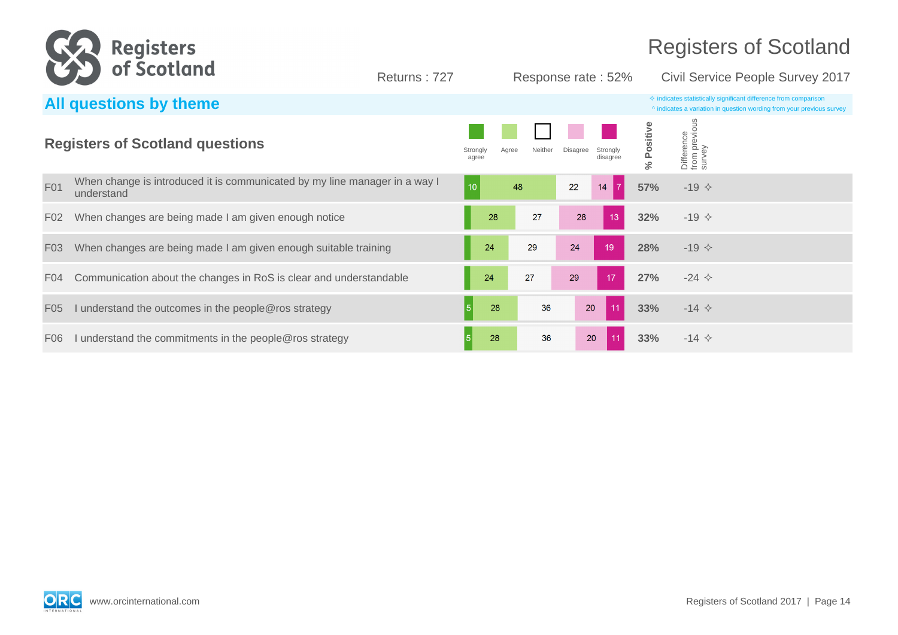# Registers of Scotland

Returns : 727 | Response rate : 52% | Civil Service People Survey 2017

## All questions by theme

✧ indicates statistically significant difference from comparison
^ indicates a variation in question wording from your previous survey

### Registers of Scotland questions

| | Question | Strongly agree | Agree | Neither | Disagree | Strongly disagree | % Positive | Difference from previous survey |
|---|---|---|---|---|---|---|---|---|
| F01 | When change is introduced it is communicated by my line manager in a way I understand | 10 | 48 | 22 | 14 | 7 | 57% | -19 ✧ |
| F02 | When changes are being made I am given enough notice | | 28 | 27 | 28 | 13 | 32% | -19 ✧ |
| F03 | When changes are being made I am given enough suitable training | | 24 | 29 | 24 | 19 | 28% | -19 ✧ |
| F04 | Communication about the changes in RoS is clear and understandable | | 24 | 27 | 29 | 17 | 27% | -24 ✧ |
| F05 | I understand the outcomes in the people@ros strategy | 5 | 28 | 36 | 20 | 11 | 33% | -14 ✧ |
| F06 | I understand the commitments in the people@ros strategy | 5 | 28 | 36 | 20 | 11 | 33% | -14 ✧ |

www.orcinternational.com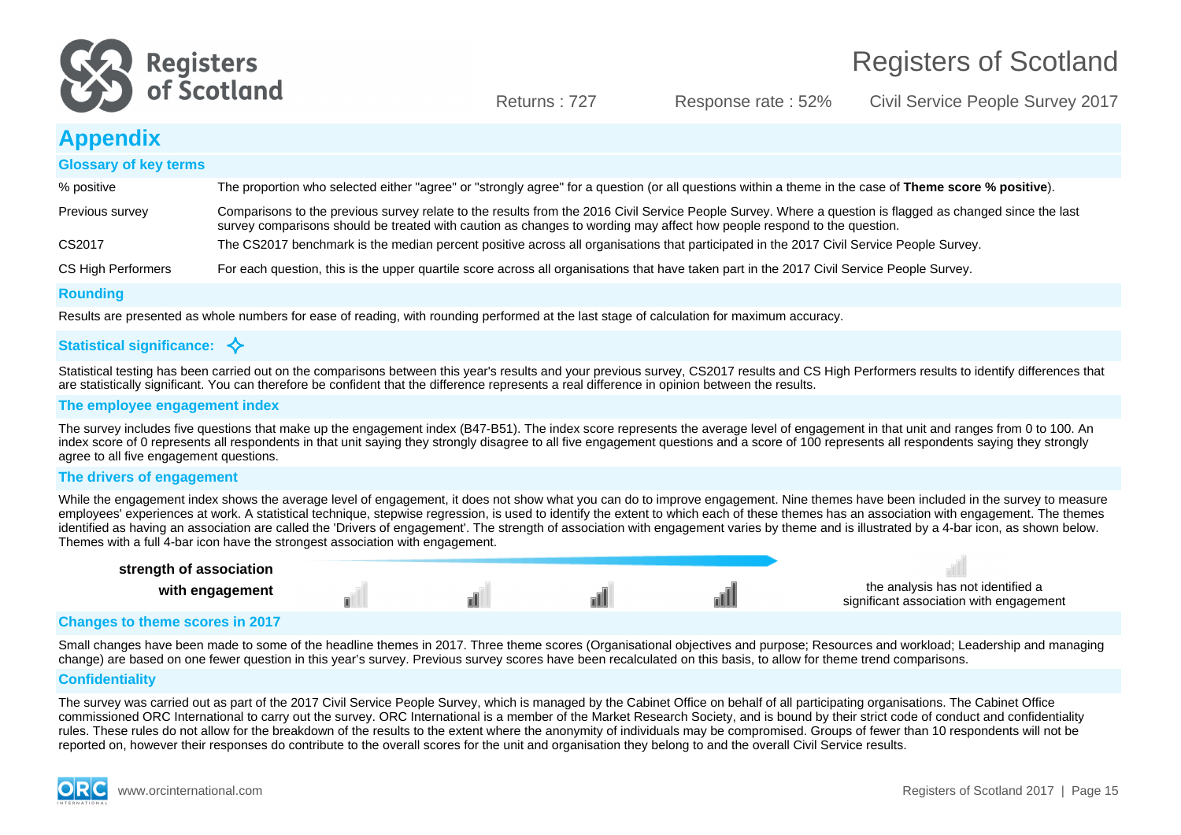# Appendix

## Glossary of key terms

| | |
|---|---|
| % positive | The proportion who selected either "agree" or "strongly agree" for a question (or all questions within a theme in the case of **Theme score % positive**). |
| Previous survey | Comparisons to the previous survey relate to the results from the 2016 Civil Service People Survey. Where a question is flagged as changed since the last survey comparisons should be treated with caution as changes to wording may affect how people respond to the question. |
| CS2017 | The CS2017 benchmark is the median percent positive across all organisations that participated in the 2017 Civil Service People Survey. |
| CS High Performers | For each question, this is the upper quartile score across all organisations that have taken part in the 2017 Civil Service People Survey. |

## Rounding

Results are presented as whole numbers for ease of reading, with rounding performed at the last stage of calculation for maximum accuracy.

## Statistical significance: ✧

Statistical testing has been carried out on the comparisons between this year's results and your previous survey, CS2017 results and CS High Performers results to identify differences that are statistically significant. You can therefore be confident that the difference represents a real difference in opinion between the results.

## The employee engagement index

The survey includes five questions that make up the engagement index (B47-B51). The index score represents the average level of engagement in that unit and ranges from 0 to 100. An index score of 0 represents all respondents in that unit saying they strongly disagree to all five engagement questions and a score of 100 represents all respondents saying they strongly agree to all five engagement questions.

## The drivers of engagement

While the engagement index shows the average level of engagement, it does not show what you can do to improve engagement. Nine themes have been included in the survey to measure employees' experiences at work. A statistical technique, stepwise regression, is used to identify the extent to which each of these themes has an association with engagement. The themes identified as having an association are called the 'Drivers of engagement'. The strength of association with engagement varies by theme and is illustrated by a 4-bar icon, as shown below. Themes with a full 4-bar icon have the strongest association with engagement.

**strength of association with engagement**

the analysis has not identified a significant association with engagement

## Changes to theme scores in 2017

Small changes have been made to some of the headline themes in 2017. Three theme scores (Organisational objectives and purpose; Resources and workload; Leadership and managing change) are based on one fewer question in this year's survey. Previous survey scores have been recalculated on this basis, to allow for theme trend comparisons.

## Confidentiality

The survey was carried out as part of the 2017 Civil Service People Survey, which is managed by the Cabinet Office on behalf of all participating organisations. The Cabinet Office commissioned ORC International to carry out the survey. ORC International is a member of the Market Research Society, and is bound by their strict code of conduct and confidentiality rules. These rules do not allow for the breakdown of the results to the extent where the anonymity of individuals may be compromised. Groups of fewer than 10 respondents will not be reported on, however their responses do contribute to the overall scores for the unit and organisation they belong to and the overall Civil Service results.